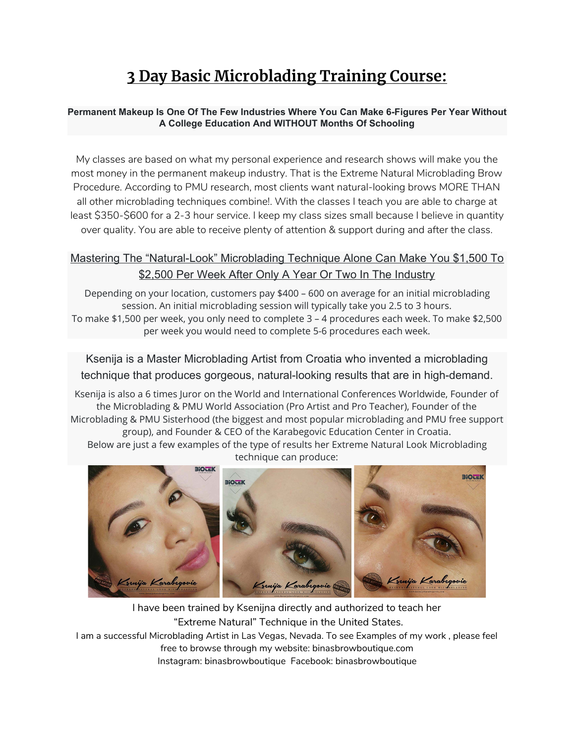# 3 Day Basic Microblading Training Course:

**Permanent Makeup Is One Of The Few Industries Where You Can Make 6-Figures Per Year Without A College Education And WITHOUT Months Of Schooling**

My classes are based on what my personal experience and research shows will make you the most money in the permanent makeup industry. That is the Extreme Natural Microblading Brow Procedure. According to PMU research, most clients want natural-looking brows MORE THAN all other microblading techniques combine!. With the classes I teach you are able to charge at least $350-$600 for a 2-3 hour service. I keep my class sizes small because I believe in quantity over quality. You are able to receive plenty of attention & support during and after the class.

## Mastering The "Natural-Look" Microblading Technique Alone Can Make You $1,500 To $2,500 Per Week After Only A Year Or Two In The Industry

Depending on your location, customers pay $400 – 600 on average for an initial microblading session. An initial microblading session will typically take you 2.5 to 3 hours.
To make $1,500 per week, you only need to complete 3 – 4 procedures each week. To make $2,500 per week you would need to complete 5-6 procedures each week.

## Ksenija is a Master Microblading Artist from Croatia who invented a microblading technique that produces gorgeous, natural-looking results that are in high-demand.

Ksenija is also a 6 times Juror on the World and International Conferences Worldwide, Founder of the Microblading & PMU World Association (Pro Artist and Pro Teacher), Founder of the Microblading & PMU Sisterhood (the biggest and most popular microblading and PMU free support group), and Founder & CEO of the Karabegovic Education Center in Croatia.
Below are just a few examples of the type of results her Extreme Natural Look Microblading technique can produce:

I have been trained by Ksenijna directly and authorized to teach her "Extreme Natural" Technique in the United States.
I am a successful Microblading Artist in Las Vegas, Nevada. To see Examples of my work , please feel free to browse through my website: binasbrowboutique.com
Instagram: binasbrowboutique Facebook: binasbrowboutique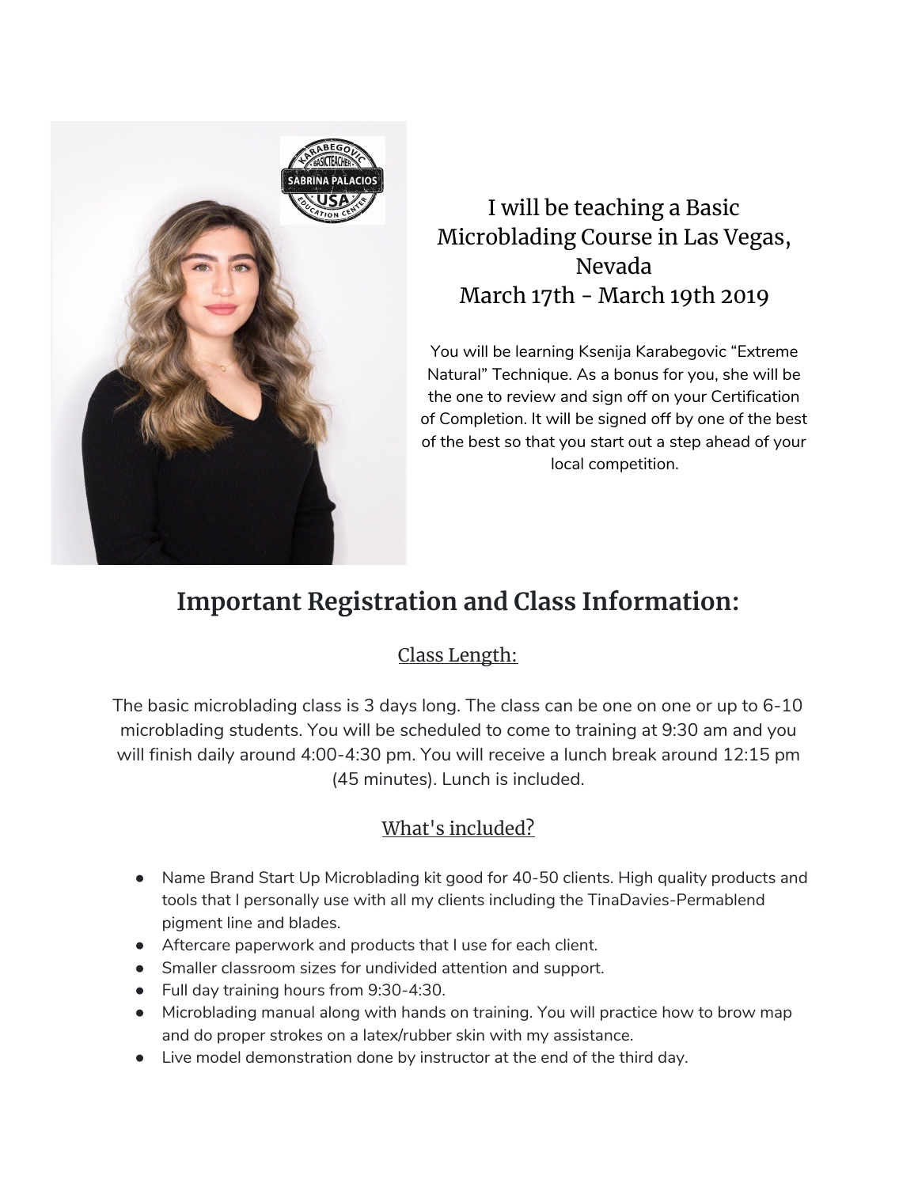I will be teaching a Basic Microblading Course in Las Vegas, Nevada
March 17th - March 19th 2019

You will be learning Ksenija Karabegovic "Extreme Natural" Technique. As a bonus for you, she will be the one to review and sign off on your Certification of Completion. It will be signed off by one of the best of the best so that you start out a step ahead of your local competition.

## Important Registration and Class Information:

### Class Length:

The basic microblading class is 3 days long. The class can be one on one or up to 6-10 microblading students. You will be scheduled to come to training at 9:30 am and you will finish daily around 4:00-4:30 pm. You will receive a lunch break around 12:15 pm (45 minutes). Lunch is included.

### What's included?

- Name Brand Start Up Microblading kit good for 40-50 clients. High quality products and tools that I personally use with all my clients including the TinaDavies-Permablend pigment line and blades.
- Aftercare paperwork and products that I use for each client.
- Smaller classroom sizes for undivided attention and support.
- Full day training hours from 9:30-4:30.
- Microblading manual along with hands on training. You will practice how to brow map and do proper strokes on a latex/rubber skin with my assistance.
- Live model demonstration done by instructor at the end of the third day.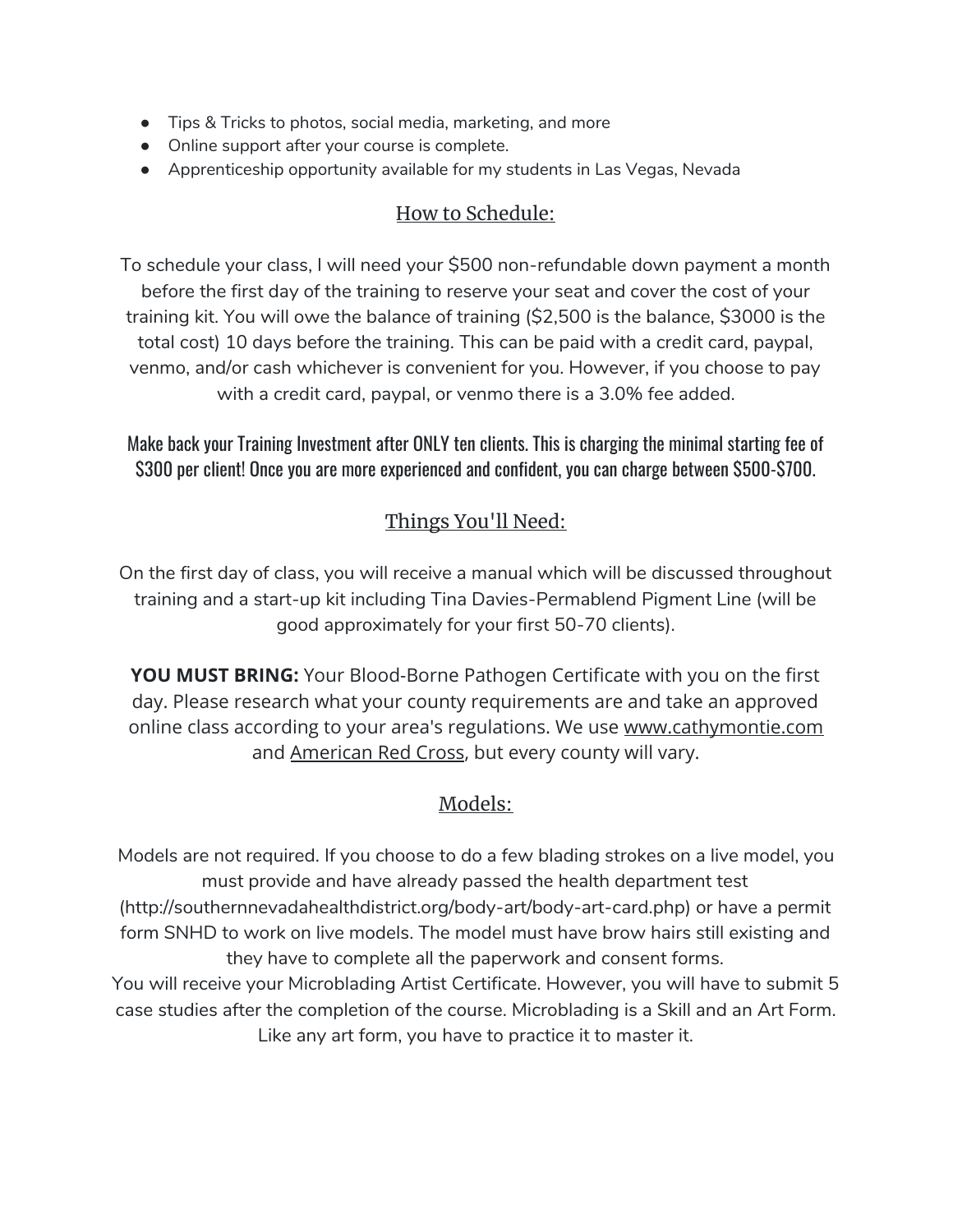- Tips & Tricks to photos, social media, marketing, and more
- Online support after your course is complete.
- Apprenticeship opportunity available for my students in Las Vegas, Nevada

## How to Schedule:

To schedule your class, I will need your $500 non-refundable down payment a month before the first day of the training to reserve your seat and cover the cost of your training kit. You will owe the balance of training ($2,500 is the balance, $3000 is the total cost) 10 days before the training. This can be paid with a credit card, paypal, venmo, and/or cash whichever is convenient for you. However, if you choose to pay with a credit card, paypal, or venmo there is a 3.0% fee added.

Make back your Training Investment after ONLY ten clients. This is charging the minimal starting fee of $300 per client! Once you are more experienced and confident, you can charge between $500-$700.

## Things You'll Need:

On the first day of class, you will receive a manual which will be discussed throughout training and a start-up kit including Tina Davies-Permablend Pigment Line (will be good approximately for your first 50-70 clients).

**YOU MUST BRING:** Your Blood-Borne Pathogen Certificate with you on the first day. Please research what your county requirements are and take an approved online class according to your area's regulations. We use www.cathymontie.com and American Red Cross, but every county will vary.

## Models:

Models are not required. If you choose to do a few blading strokes on a live model, you must provide and have already passed the health department test (http://southernnevadahealthdistrict.org/body-art/body-art-card.php) or have a permit form SNHD to work on live models. The model must have brow hairs still existing and they have to complete all the paperwork and consent forms.

You will receive your Microblading Artist Certificate. However, you will have to submit 5 case studies after the completion of the course. Microblading is a Skill and an Art Form. Like any art form, you have to practice it to master it.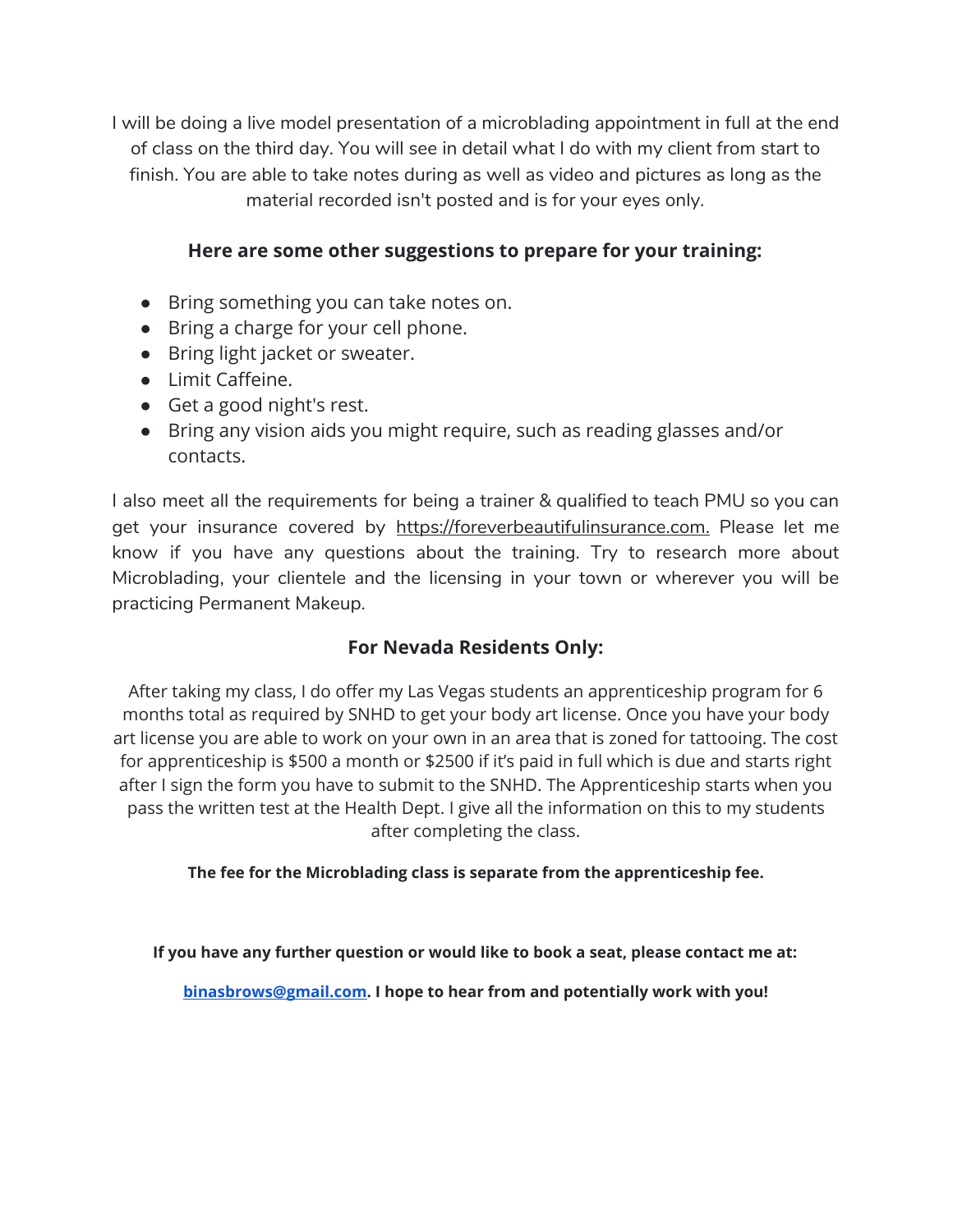I will be doing a live model presentation of a microblading appointment in full at the end of class on the third day. You will see in detail what I do with my client from start to finish. You are able to take notes during as well as video and pictures as long as the material recorded isn't posted and is for your eyes only.

### Here are some other suggestions to prepare for your training:

- Bring something you can take notes on.
- Bring a charge for your cell phone.
- Bring light jacket or sweater.
- Limit Caffeine.
- Get a good night's rest.
- Bring any vision aids you might require, such as reading glasses and/or contacts.

I also meet all the requirements for being a trainer & qualified to teach PMU so you can get your insurance covered by https://foreverbeautifulinsurance.com. Please let me know if you have any questions about the training. Try to research more about Microblading, your clientele and the licensing in your town or wherever you will be practicing Permanent Makeup.

### For Nevada Residents Only:

After taking my class, I do offer my Las Vegas students an apprenticeship program for 6 months total as required by SNHD to get your body art license. Once you have your body art license you are able to work on your own in an area that is zoned for tattooing. The cost for apprenticeship is $500 a month or $2500 if it's paid in full which is due and starts right after I sign the form you have to submit to the SNHD. The Apprenticeship starts when you pass the written test at the Health Dept. I give all the information on this to my students after completing the class.

**The fee for the Microblading class is separate from the apprenticeship fee.**

**If you have any further question or would like to book a seat, please contact me at:**

**binasbrows@gmail.com. I hope to hear from and potentially work with you!**